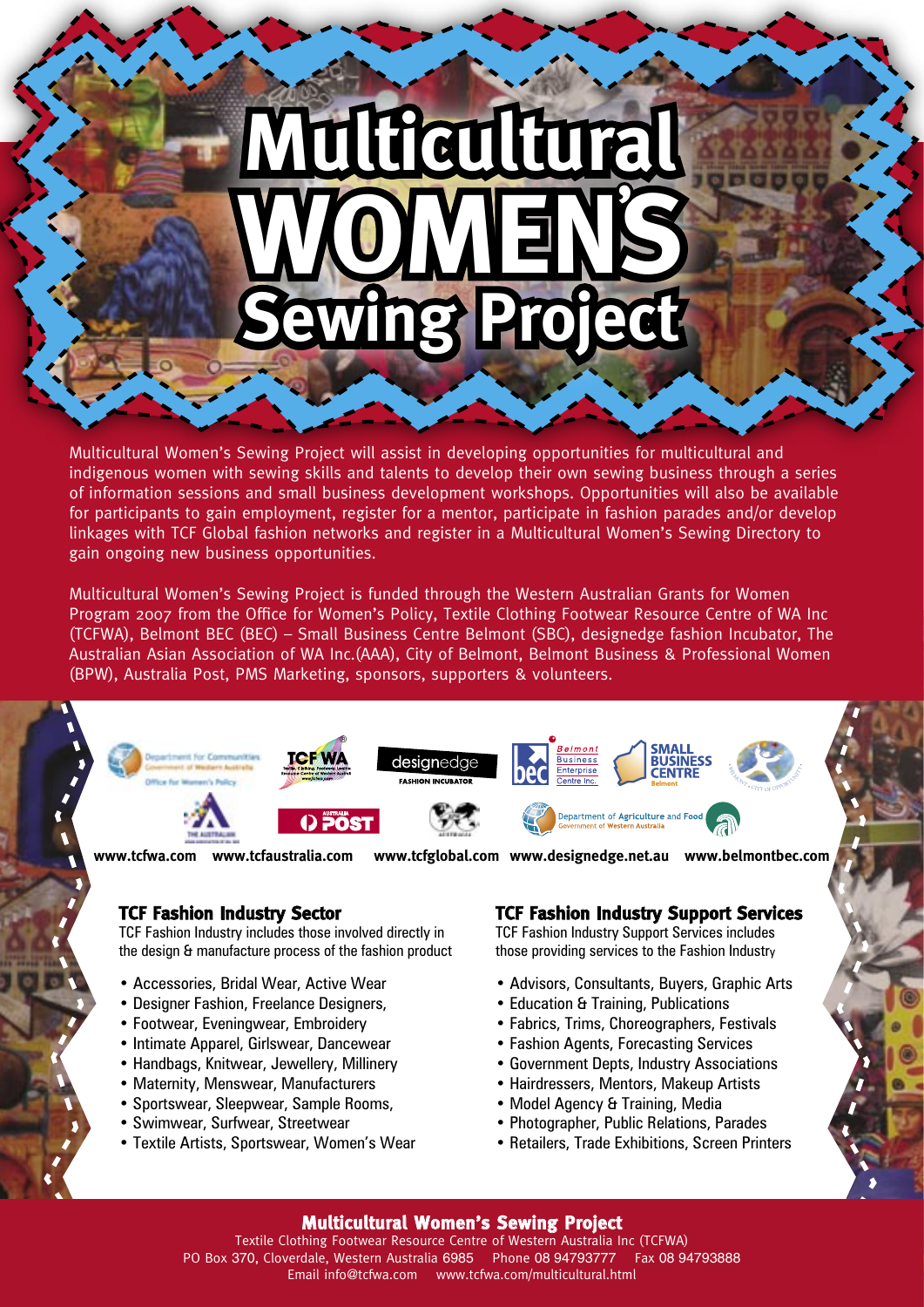# Multicultural WOMEN'S Sewing Project

Multicultural Women's Sewing Project will assist in developing opportunities for multicultural and indigenous women with sewing skills and talents to develop their own sewing business through a series of information sessions and small business development workshops. Opportunities will also be available for participants to gain employment, register for a mentor, participate in fashion parades and/or develop linkages with TCF Global fashion networks and register in a Multicultural Women's Sewing Directory to gain ongoing new business opportunities.

Multicultural Women's Sewing Project is funded through the Western Australian Grants for Women Program 2007 from the Office for Women's Policy, Textile Clothing Footwear Resource Centre of WA Inc (TCFWA), Belmont BEC (BEC) – Small Business Centre Belmont (SBC), designedge fashion Incubator, The Australian Asian Association of WA Inc.(AAA), City of Belmont, Belmont Business & Professional Women (BPW), Australia Post, PMS Marketing, sponsors, supporters & volunteers.

www.tcfwa.com www.tcfaustralia.com www.tcfglobal.com www.designedge.net.au www.belmontbec.com

### TCF Fashion Industry Sector

TCF Fashion Industry includes those involved directly in the design & manufacture process of the fashion product

- Accessories, Bridal Wear, Active Wear
- Designer Fashion, Freelance Designers,
- Footwear, Eveningwear, Embroidery
- Intimate Apparel, Girlswear, Dancewear
- Handbags, Knitwear, Jewellery, Millinery
- Maternity, Menswear, Manufacturers
- Sportswear, Sleepwear, Sample Rooms,
- Swimwear, Surfwear, Streetwear
- Textile Artists, Sportswear, Women's Wear

### TCF Fashion Industry Support Services

TCF Fashion Industry Support Services includes those providing services to the Fashion Industry

- Advisors, Consultants, Buyers, Graphic Arts
- Education & Training, Publications
- Fabrics, Trims, Choreographers, Festivals
- Fashion Agents, Forecasting Services
- Government Depts, Industry Associations
- Hairdressers, Mentors, Makeup Artists
- Model Agency & Training, Media
- Photographer, Public Relations, Parades
- Retailers, Trade Exhibitions, Screen Printers

### Multicultural Women's Sewing Project

Textile Clothing Footwear Resource Centre of Western Australia Inc (TCFWA)
PO Box 370, Cloverdale, Western Australia 6985 Phone 08 94793777 Fax 08 94793888
Email info@tcfwa.com www.tcfwa.com/multicultural.html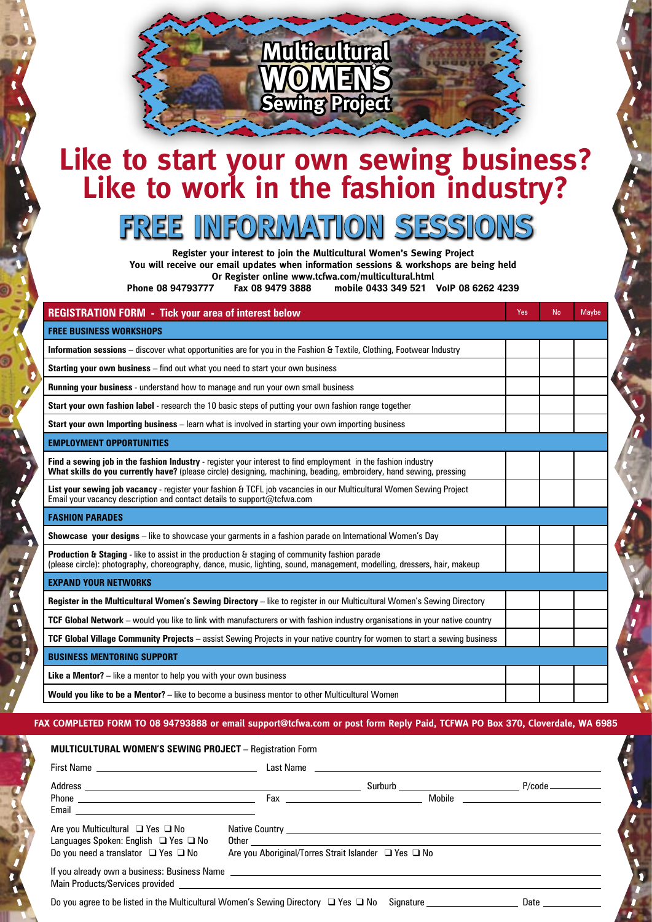# Multicultural WOMEN'S Sewing Project

# Like to start your own sewing business? Like to work in the fashion industry?

## FREE INFORMATION SESSIONS

**Register your interest to join the Multicultural Women's Sewing Project**
**You will receive our email updates when information sessions & workshops are being held**
**Or Register online www.tcfwa.com/multicultural.html**
**Phone 08 94793777 Fax 08 9479 3888 mobile 0433 349 521 VoIP 08 6262 4239**

| REGISTRATION FORM - Tick your area of interest below | Yes | No | Maybe |
|---|---|---|---|
| **FREE BUSINESS WORKSHOPS** | | | |
| **Information sessions** – discover what opportunities are for you in the Fashion & Textile, Clothing, Footwear Industry | | | |
| **Starting your own business** – find out what you need to start your own business | | | |
| **Running your business** - understand how to manage and run your own small business | | | |
| **Start your own fashion label** - research the 10 basic steps of putting your own fashion range together | | | |
| **Start your own Importing business** – learn what is involved in starting your own importing business | | | |
| **EMPLOYMENT OPPORTUNITIES** | | | |
| **Find a sewing job in the fashion Industry** - register your interest to find employment in the fashion industry **What skills do you currently have?** (please circle) designing, machining, beading, embroidery, hand sewing, pressing | | | |
| **List your sewing job vacancy** - register your fashion & TCFL job vacancies in our Multicultural Women Sewing Project Email your vacancy description and contact details to support@tcfwa.com | | | |
| **FASHION PARADES** | | | |
| **Showcase your designs** – like to showcase your garments in a fashion parade on International Women's Day | | | |
| **Production & Staging** - like to assist in the production & staging of community fashion parade (please circle): photography, choreography, dance, music, lighting, sound, management, modelling, dressers, hair, makeup | | | |
| **EXPAND YOUR NETWORKS** | | | |
| **Register in the Multicultural Women's Sewing Directory** – like to register in our Multicultural Women's Sewing Directory | | | |
| **TCF Global Network** – would you like to link with manufacturers or with fashion industry organisations in your native country | | | |
| **TCF Global Village Community Projects** – assist Sewing Projects in your native country for women to start a sewing business | | | |
| **BUSINESS MENTORING SUPPORT** | | | |
| **Like a Mentor?** – like a mentor to help you with your own business | | | |
| **Would you like to be a Mentor?** – like to become a business mentor to other Multicultural Women | | | |

**FAX COMPLETED FORM TO 08 94793888 or email support@tcfwa.com or post form Reply Paid, TCFWA PO Box 370, Cloverdale, WA 6985**

**MULTICULTURAL WOMEN'S SEWING PROJECT** – Registration Form

First Name ________________ Last Name ________________

Address ________________ Surburb ________________ P/code ________

Phone ________________ Fax ________________ Mobile ________________

Email ________________

Are you Multicultural ❑ Yes ❑ No Native Country ________________

Languages Spoken: English ❑ Yes ❑ No Other ________________

Do you need a translator ❑ Yes ❑ No Are you Aboriginal/Torres Strait Islander ❑ Yes ❑ No

If you already own a business: Business Name ________________

Main Products/Services provided ________________

Do you agree to be listed in the Multicultural Women's Sewing Directory ❑ Yes ❑ No Signature ________________ Date ________